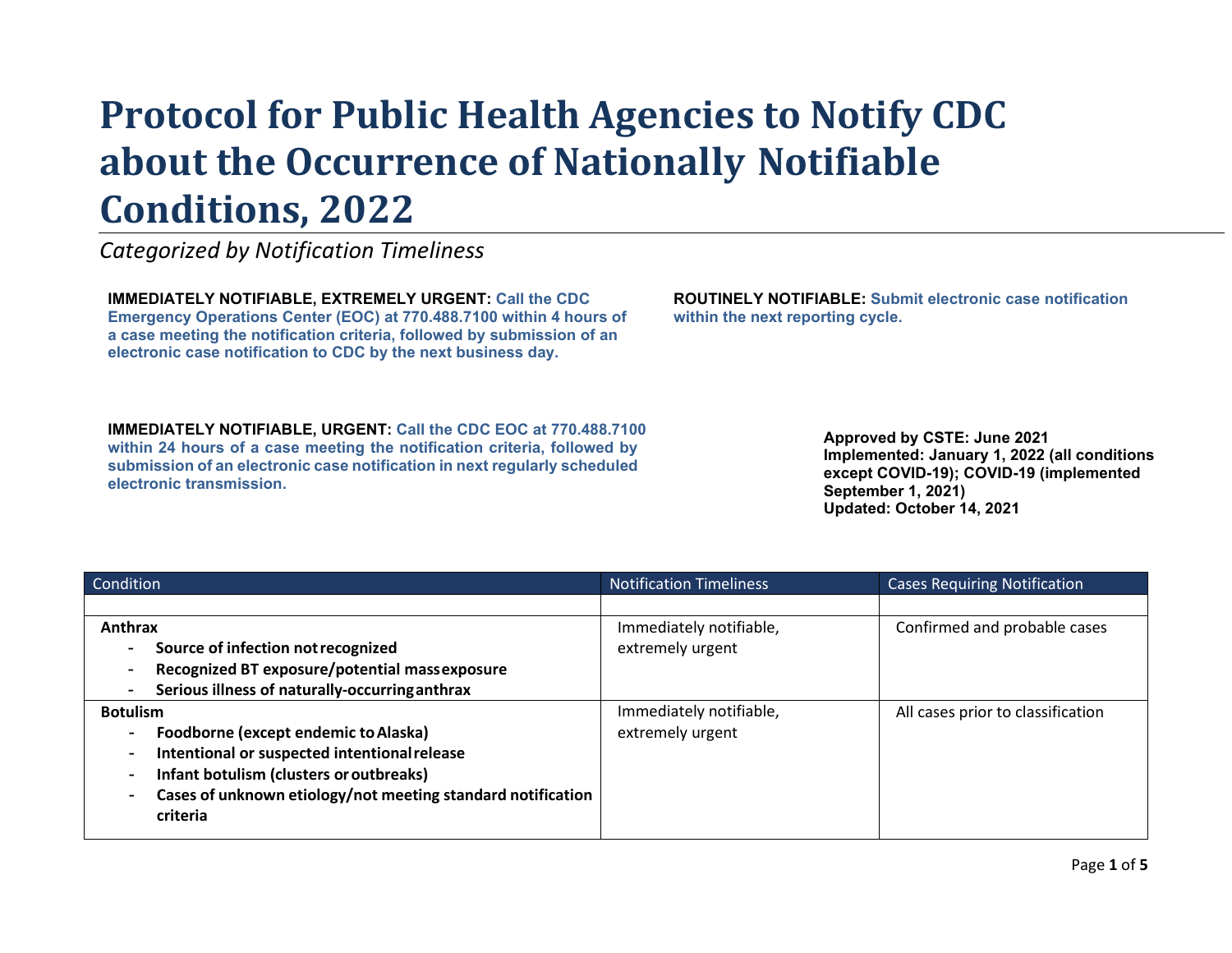# Protocol for Public Health Agencies to Notify CDC about the Occurrence of Nationally Notifiable Conditions, 2022

*Categorized by Notification Timeliness*

**IMMEDIATELY NOTIFIABLE, EXTREMELY URGENT:** **Call the CDC Emergency Operations Center (EOC) at 770.488.7100 within 4 hours of a case meeting the notification criteria, followed by submission of an electronic case notification to CDC by the next business day.**

**IMMEDIATELY NOTIFIABLE, URGENT:** **Call the CDC EOC at 770.488.7100 within 24 hours of a case meeting the notification criteria, followed by submission of an electronic case notification in next regularly scheduled electronic transmission.**

**ROUTINELY NOTIFIABLE:** **Submit electronic case notification within the next reporting cycle.**

**Approved by CSTE: June 2021**
**Implemented: January 1, 2022 (all conditions except COVID-19); COVID-19 (implemented September 1, 2021)**
**Updated: October 14, 2021**

| Condition | Notification Timeliness | Cases Requiring Notification |
|---|---|---|
| | | |
| **Anthrax**<br>- **Source of infection not recognized**<br>- **Recognized BT exposure/potential mass exposure**<br>- **Serious illness of naturally-occurring anthrax** | Immediately notifiable, extremely urgent | Confirmed and probable cases |
| **Botulism**<br>- **Foodborne (except endemic to Alaska)**<br>- **Intentional or suspected intentional release**<br>- **Infant botulism (clusters or outbreaks)**<br>- **Cases of unknown etiology/not meeting standard notification criteria** | Immediately notifiable, extremely urgent | All cases prior to classification |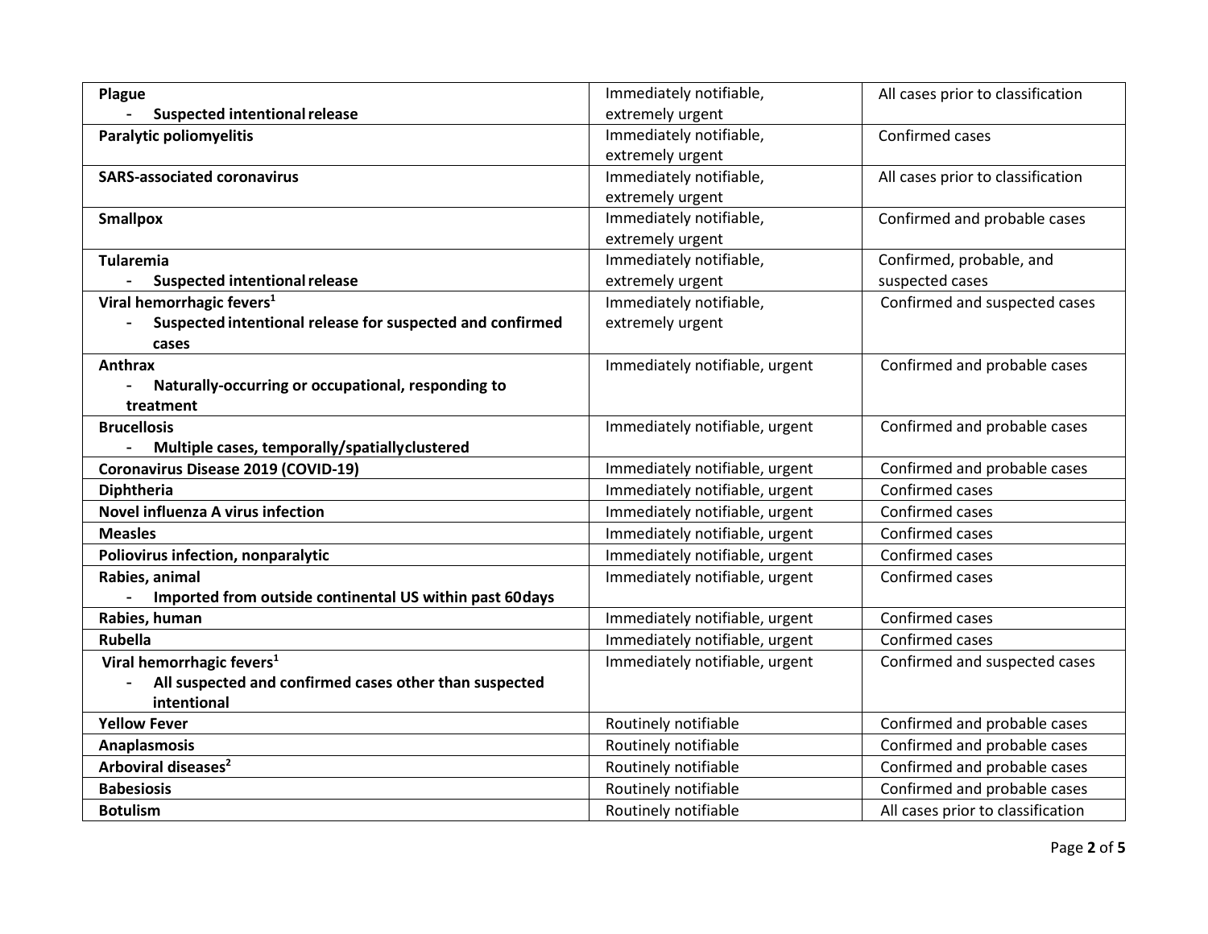| **Plague**<br>- **Suspected intentional release** | Immediately notifiable, extremely urgent | All cases prior to classification |
|---|---|---|
| **Paralytic poliomyelitis** | Immediately notifiable, extremely urgent | Confirmed cases |
| **SARS-associated coronavirus** | Immediately notifiable, extremely urgent | All cases prior to classification |
| **Smallpox** | Immediately notifiable, extremely urgent | Confirmed and probable cases |
| **Tularemia**<br>- **Suspected intentional release** | Immediately notifiable, extremely urgent | Confirmed, probable, and suspected cases |
| **Viral hemorrhagic fevers[1]**<br>- **Suspected intentional release for suspected and confirmed cases** | Immediately notifiable, extremely urgent | Confirmed and suspected cases |
| **Anthrax**<br>- **Naturally-occurring or occupational, responding to treatment** | Immediately notifiable, urgent | Confirmed and probable cases |
| **Brucellosis**<br>- **Multiple cases, temporally/spatially clustered** | Immediately notifiable, urgent | Confirmed and probable cases |
| **Coronavirus Disease 2019 (COVID-19)** | Immediately notifiable, urgent | Confirmed and probable cases |
| **Diphtheria** | Immediately notifiable, urgent | Confirmed cases |
| **Novel influenza A virus infection** | Immediately notifiable, urgent | Confirmed cases |
| **Measles** | Immediately notifiable, urgent | Confirmed cases |
| **Poliovirus infection, nonparalytic** | Immediately notifiable, urgent | Confirmed cases |
| **Rabies, animal**<br>- **Imported from outside continental US within past 60 days** | Immediately notifiable, urgent | Confirmed cases |
| **Rabies, human** | Immediately notifiable, urgent | Confirmed cases |
| **Rubella** | Immediately notifiable, urgent | Confirmed cases |
| **Viral hemorrhagic fevers[1]**<br>- **All suspected and confirmed cases other than suspected intentional** | Immediately notifiable, urgent | Confirmed and suspected cases |
| **Yellow Fever** | Routinely notifiable | Confirmed and probable cases |
| **Anaplasmosis** | Routinely notifiable | Confirmed and probable cases |
| **Arboviral diseases[2]** | Routinely notifiable | Confirmed and probable cases |
| **Babesiosis** | Routinely notifiable | Confirmed and probable cases |
| **Botulism** | Routinely notifiable | All cases prior to classification |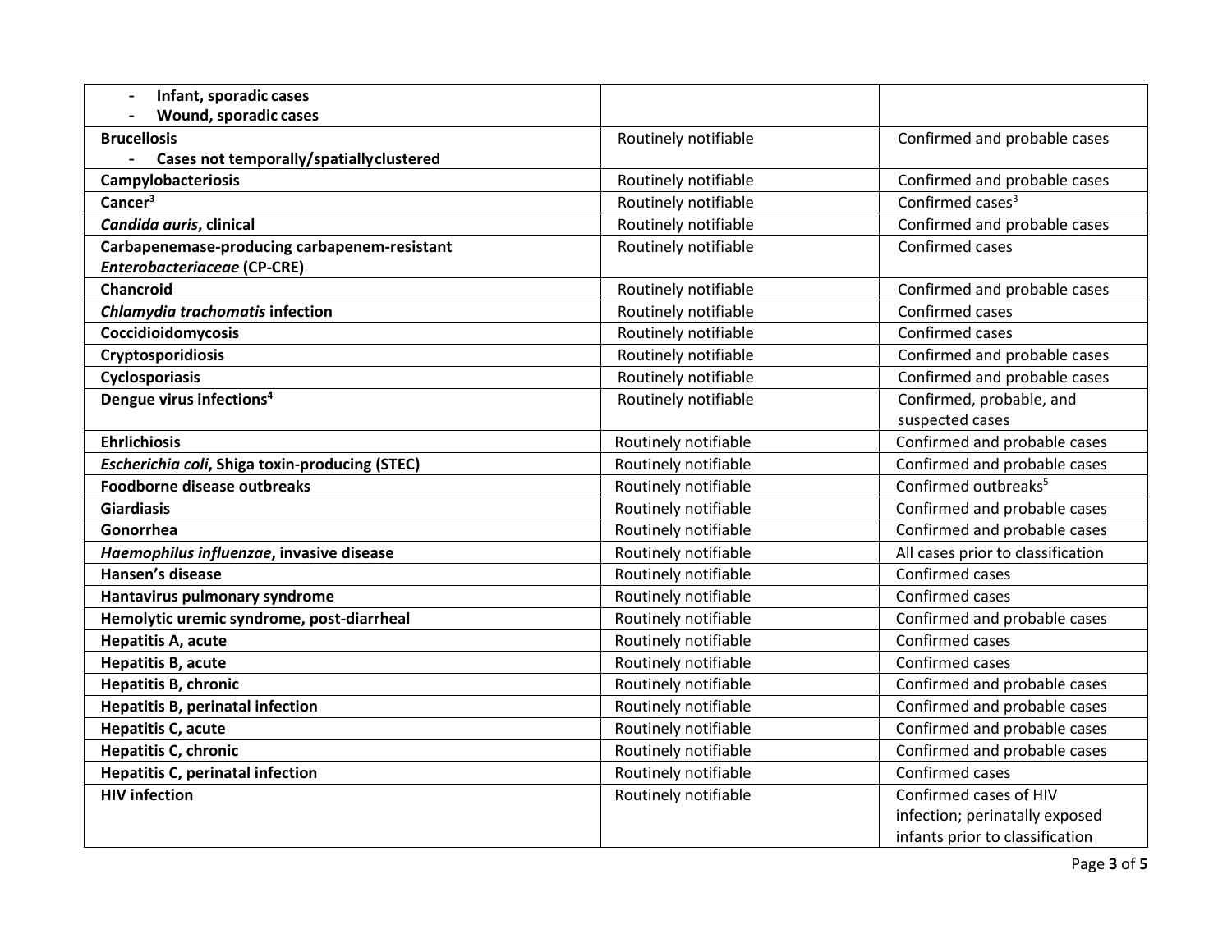| | | |
|---|---|---|
| - **Infant, sporadic cases**<br>- **Wound, sporadic cases** | | |
| **Brucellosis**<br>- **Cases not temporally/spatiallyclustered** | Routinely notifiable | Confirmed and probable cases |
| **Campylobacteriosis** | Routinely notifiable | Confirmed and probable cases |
| **Cancer**[3] | Routinely notifiable | Confirmed cases[3] |
| ***Candida auris*, clinical** | Routinely notifiable | Confirmed and probable cases |
| **Carbapenemase-producing carbapenem-resistant *Enterobacteriaceae* (CP-CRE)** | Routinely notifiable | Confirmed cases |
| **Chancroid** | Routinely notifiable | Confirmed and probable cases |
| ***Chlamydia trachomatis* infection** | Routinely notifiable | Confirmed cases |
| **Coccidioidomycosis** | Routinely notifiable | Confirmed cases |
| **Cryptosporidiosis** | Routinely notifiable | Confirmed and probable cases |
| **Cyclosporiasis** | Routinely notifiable | Confirmed and probable cases |
| **Dengue virus infections**[4] | Routinely notifiable | Confirmed, probable, and suspected cases |
| **Ehrlichiosis** | Routinely notifiable | Confirmed and probable cases |
| ***Escherichia coli*, Shiga toxin-producing (STEC)** | Routinely notifiable | Confirmed and probable cases |
| **Foodborne disease outbreaks** | Routinely notifiable | Confirmed outbreaks[5] |
| **Giardiasis** | Routinely notifiable | Confirmed and probable cases |
| **Gonorrhea** | Routinely notifiable | Confirmed and probable cases |
| ***Haemophilus influenzae*, invasive disease** | Routinely notifiable | All cases prior to classification |
| **Hansen's disease** | Routinely notifiable | Confirmed cases |
| **Hantavirus pulmonary syndrome** | Routinely notifiable | Confirmed cases |
| **Hemolytic uremic syndrome, post-diarrheal** | Routinely notifiable | Confirmed and probable cases |
| **Hepatitis A, acute** | Routinely notifiable | Confirmed cases |
| **Hepatitis B, acute** | Routinely notifiable | Confirmed cases |
| **Hepatitis B, chronic** | Routinely notifiable | Confirmed and probable cases |
| **Hepatitis B, perinatal infection** | Routinely notifiable | Confirmed and probable cases |
| **Hepatitis C, acute** | Routinely notifiable | Confirmed and probable cases |
| **Hepatitis C, chronic** | Routinely notifiable | Confirmed and probable cases |
| **Hepatitis C, perinatal infection** | Routinely notifiable | Confirmed cases |
| **HIV infection** | Routinely notifiable | Confirmed cases of HIV infection; perinatally exposed infants prior to classification |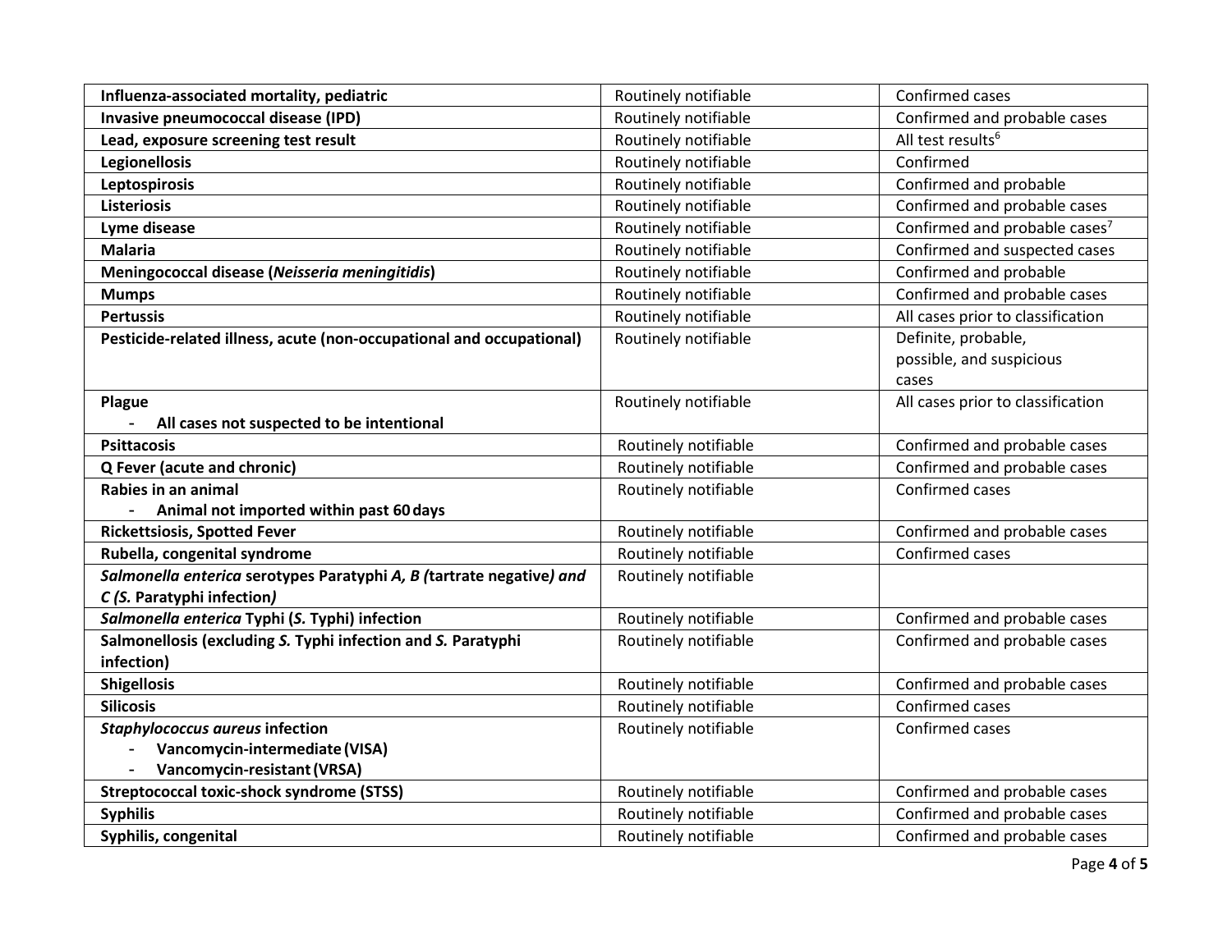| **Influenza-associated mortality, pediatric** | Routinely notifiable | Confirmed cases |
|---|---|---|
| **Invasive pneumococcal disease (IPD)** | Routinely notifiable | Confirmed and probable cases |
| **Lead, exposure screening test result** | Routinely notifiable | All test results[6] |
| **Legionellosis** | Routinely notifiable | Confirmed |
| **Leptospirosis** | Routinely notifiable | Confirmed and probable |
| **Listeriosis** | Routinely notifiable | Confirmed and probable cases |
| **Lyme disease** | Routinely notifiable | Confirmed and probable cases[7] |
| **Malaria** | Routinely notifiable | Confirmed and suspected cases |
| **Meningococcal disease (*Neisseria meningitidis*)** | Routinely notifiable | Confirmed and probable |
| **Mumps** | Routinely notifiable | Confirmed and probable cases |
| **Pertussis** | Routinely notifiable | All cases prior to classification |
| **Pesticide-related illness, acute (non-occupational and occupational)** | Routinely notifiable | Definite, probable, possible, and suspicious cases |
| **Plague**<br>- **All cases not suspected to be intentional** | Routinely notifiable | All cases prior to classification |
| **Psittacosis** | Routinely notifiable | Confirmed and probable cases |
| **Q Fever (acute and chronic)** | Routinely notifiable | Confirmed and probable cases |
| **Rabies in an animal**<br>- **Animal not imported within past 60 days** | Routinely notifiable | Confirmed cases |
| **Rickettsiosis, Spotted Fever** | Routinely notifiable | Confirmed and probable cases |
| **Rubella, congenital syndrome** | Routinely notifiable | Confirmed cases |
| ***Salmonella enterica* serotypes Paratyphi *A, B (*tartrate negative*) and C (S.* Paratyphi infection*)*** | Routinely notifiable | |
| ***Salmonella enterica* Typhi (*S.* Typhi) infection** | Routinely notifiable | Confirmed and probable cases |
| **Salmonellosis (excluding *S.* Typhi infection and *S.* Paratyphi infection)** | Routinely notifiable | Confirmed and probable cases |
| **Shigellosis** | Routinely notifiable | Confirmed and probable cases |
| **Silicosis** | Routinely notifiable | Confirmed cases |
| ***Staphylococcus aureus* infection**<br>- **Vancomycin-intermediate (VISA)**<br>- **Vancomycin-resistant (VRSA)** | Routinely notifiable | Confirmed cases |
| **Streptococcal toxic-shock syndrome (STSS)** | Routinely notifiable | Confirmed and probable cases |
| **Syphilis** | Routinely notifiable | Confirmed and probable cases |
| **Syphilis, congenital** | Routinely notifiable | Confirmed and probable cases |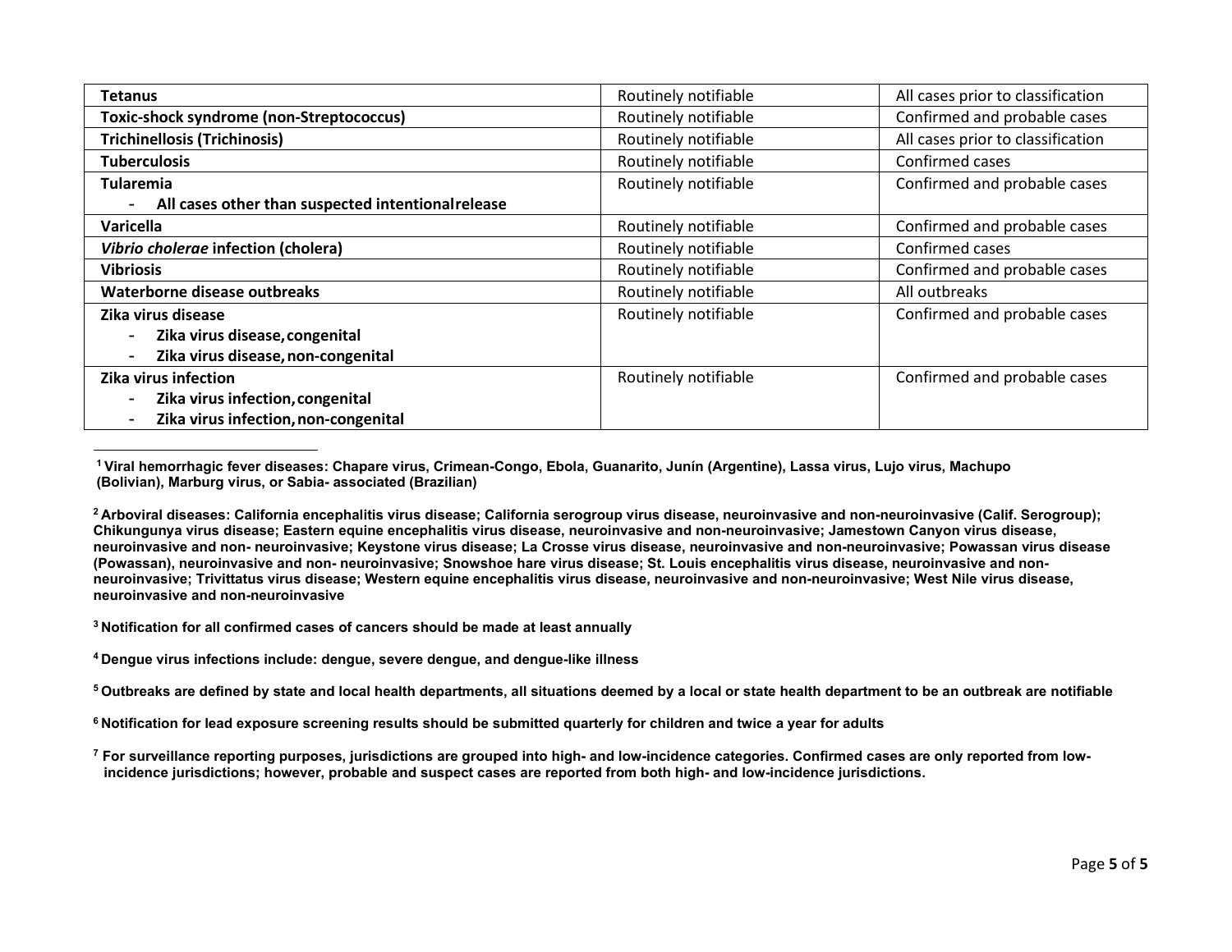| | | |
|---|---|---|
| **Tetanus** | Routinely notifiable | All cases prior to classification |
| **Toxic-shock syndrome (non-Streptococcus)** | Routinely notifiable | Confirmed and probable cases |
| **Trichinellosis (Trichinosis)** | Routinely notifiable | All cases prior to classification |
| **Tuberculosis** | Routinely notifiable | Confirmed cases |
| **Tularemia**<br>- **All cases other than suspected intentional release** | Routinely notifiable | Confirmed and probable cases |
| **Varicella** | Routinely notifiable | Confirmed and probable cases |
| ***Vibrio cholerae*** **infection (cholera)** | Routinely notifiable | Confirmed cases |
| **Vibriosis** | Routinely notifiable | Confirmed and probable cases |
| **Waterborne disease outbreaks** | Routinely notifiable | All outbreaks |
| **Zika virus disease**<br>- **Zika virus disease, congenital**<br>- **Zika virus disease, non-congenital** | Routinely notifiable | Confirmed and probable cases |
| **Zika virus infection**<br>- **Zika virus infection, congenital**<br>- **Zika virus infection, non-congenital** | Routinely notifiable | Confirmed and probable cases |

**[1] Viral hemorrhagic fever diseases: Chapare virus, Crimean-Congo, Ebola, Guanarito, Junín (Argentine), Lassa virus, Lujo virus, Machupo (Bolivian), Marburg virus, or Sabia- associated (Brazilian)**

**[2] Arboviral diseases: California encephalitis virus disease; California serogroup virus disease, neuroinvasive and non-neuroinvasive (Calif. Serogroup); Chikungunya virus disease; Eastern equine encephalitis virus disease, neuroinvasive and non-neuroinvasive; Jamestown Canyon virus disease, neuroinvasive and non- neuroinvasive; Keystone virus disease; La Crosse virus disease, neuroinvasive and non-neuroinvasive; Powassan virus disease (Powassan), neuroinvasive and non- neuroinvasive; Snowshoe hare virus disease; St. Louis encephalitis virus disease, neuroinvasive and non-neuroinvasive; Trivittatus virus disease; Western equine encephalitis virus disease, neuroinvasive and non-neuroinvasive; West Nile virus disease, neuroinvasive and non-neuroinvasive**

**[3] Notification for all confirmed cases of cancers should be made at least annually**

**[4] Dengue virus infections include: dengue, severe dengue, and dengue-like illness**

**[5] Outbreaks are defined by state and local health departments, all situations deemed by a local or state health department to be an outbreak are notifiable**

**[6] Notification for lead exposure screening results should be submitted quarterly for children and twice a year for adults**

**[7] For surveillance reporting purposes, jurisdictions are grouped into high- and low-incidence categories. Confirmed cases are only reported from low-incidence jurisdictions; however, probable and suspect cases are reported from both high- and low-incidence jurisdictions.**